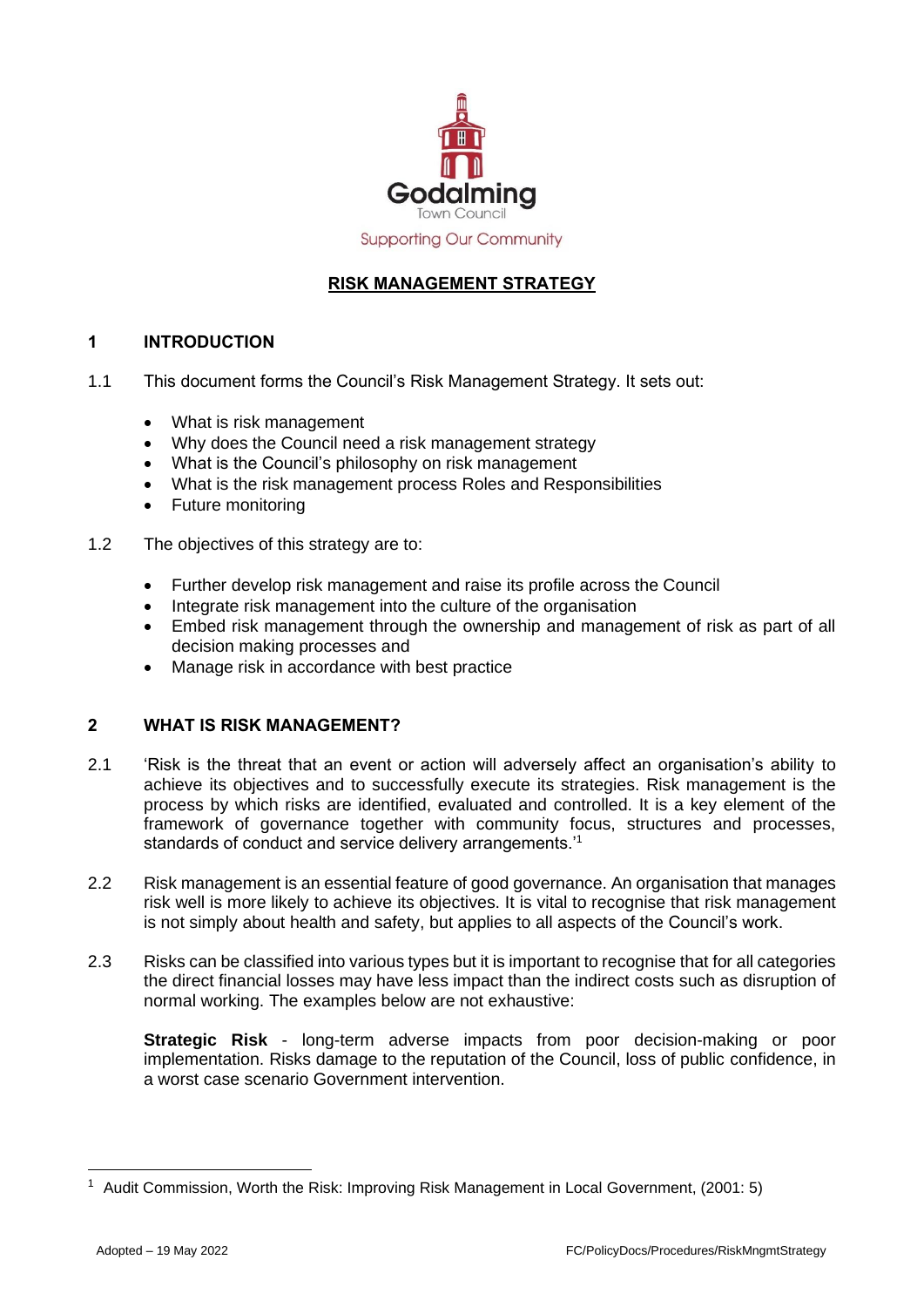Godalming Town Council

Supporting Our Community

# RISK MANAGEMENT STRATEGY

## 1 INTRODUCTION

1.1 This document forms the Council's Risk Management Strategy. It sets out:

- What is risk management
- Why does the Council need a risk management strategy
- What is the Council's philosophy on risk management
- What is the risk management process Roles and Responsibilities
- Future monitoring

1.2 The objectives of this strategy are to:

- Further develop risk management and raise its profile across the Council
- Integrate risk management into the culture of the organisation
- Embed risk management through the ownership and management of risk as part of all decision making processes and
- Manage risk in accordance with best practice

## 2 WHAT IS RISK MANAGEMENT?

2.1 'Risk is the threat that an event or action will adversely affect an organisation's ability to achieve its objectives and to successfully execute its strategies. Risk management is the process by which risks are identified, evaluated and controlled. It is a key element of the framework of governance together with community focus, structures and processes, standards of conduct and service delivery arrangements.'[1]

2.2 Risk management is an essential feature of good governance. An organisation that manages risk well is more likely to achieve its objectives. It is vital to recognise that risk management is not simply about health and safety, but applies to all aspects of the Council's work.

2.3 Risks can be classified into various types but it is important to recognise that for all categories the direct financial losses may have less impact than the indirect costs such as disruption of normal working. The examples below are not exhaustive:

**Strategic Risk** - long-term adverse impacts from poor decision-making or poor implementation. Risks damage to the reputation of the Council, loss of public confidence, in a worst case scenario Government intervention.

---

[1] Audit Commission, Worth the Risk: Improving Risk Management in Local Government, (2001: 5)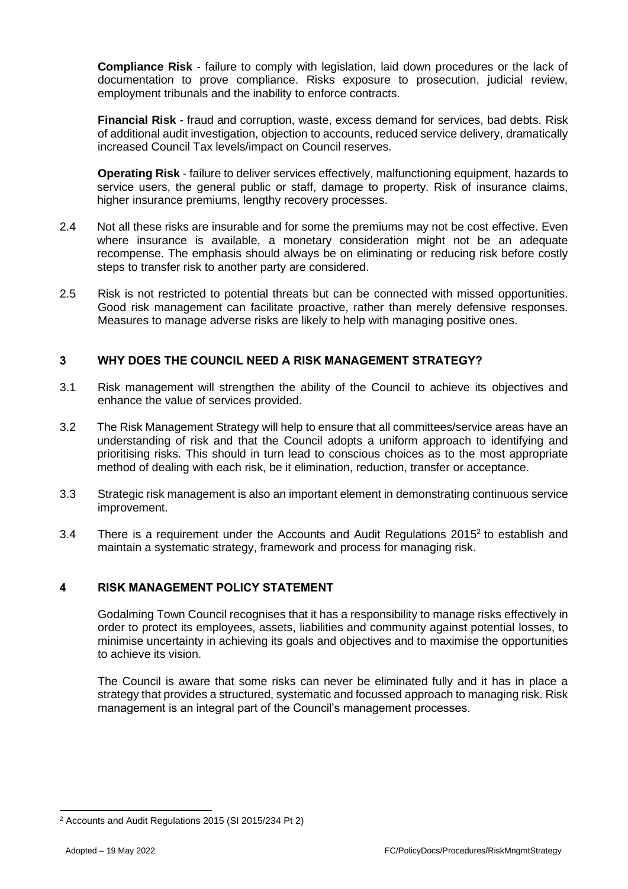**Compliance Risk** - failure to comply with legislation, laid down procedures or the lack of documentation to prove compliance. Risks exposure to prosecution, judicial review, employment tribunals and the inability to enforce contracts.

**Financial Risk** - fraud and corruption, waste, excess demand for services, bad debts. Risk of additional audit investigation, objection to accounts, reduced service delivery, dramatically increased Council Tax levels/impact on Council reserves.

**Operating Risk** - failure to deliver services effectively, malfunctioning equipment, hazards to service users, the general public or staff, damage to property. Risk of insurance claims, higher insurance premiums, lengthy recovery processes.

2.4 Not all these risks are insurable and for some the premiums may not be cost effective. Even where insurance is available, a monetary consideration might not be an adequate recompense. The emphasis should always be on eliminating or reducing risk before costly steps to transfer risk to another party are considered.

2.5 Risk is not restricted to potential threats but can be connected with missed opportunities. Good risk management can facilitate proactive, rather than merely defensive responses. Measures to manage adverse risks are likely to help with managing positive ones.

## 3 WHY DOES THE COUNCIL NEED A RISK MANAGEMENT STRATEGY?

3.1 Risk management will strengthen the ability of the Council to achieve its objectives and enhance the value of services provided.

3.2 The Risk Management Strategy will help to ensure that all committees/service areas have an understanding of risk and that the Council adopts a uniform approach to identifying and prioritising risks. This should in turn lead to conscious choices as to the most appropriate method of dealing with each risk, be it elimination, reduction, transfer or acceptance.

3.3 Strategic risk management is also an important element in demonstrating continuous service improvement.

3.4 There is a requirement under the Accounts and Audit Regulations 2015[2] to establish and maintain a systematic strategy, framework and process for managing risk.

## 4 RISK MANAGEMENT POLICY STATEMENT

Godalming Town Council recognises that it has a responsibility to manage risks effectively in order to protect its employees, assets, liabilities and community against potential losses, to minimise uncertainty in achieving its goals and objectives and to maximise the opportunities to achieve its vision.

The Council is aware that some risks can never be eliminated fully and it has in place a strategy that provides a structured, systematic and focussed approach to managing risk. Risk management is an integral part of the Council's management processes.

[2] Accounts and Audit Regulations 2015 (SI 2015/234 Pt 2)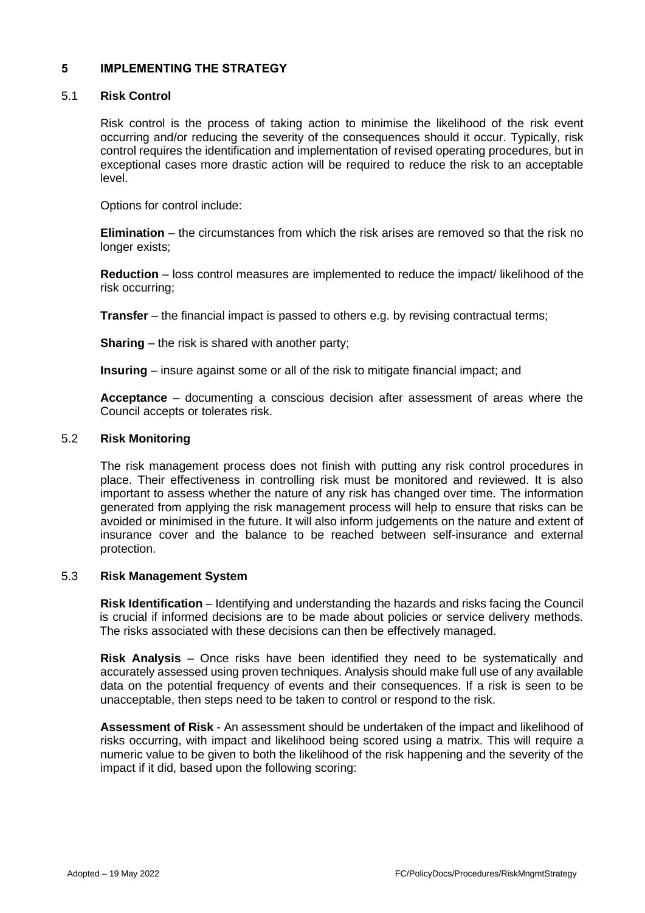## 5 IMPLEMENTING THE STRATEGY

### 5.1 Risk Control

Risk control is the process of taking action to minimise the likelihood of the risk event occurring and/or reducing the severity of the consequences should it occur. Typically, risk control requires the identification and implementation of revised operating procedures, but in exceptional cases more drastic action will be required to reduce the risk to an acceptable level.

Options for control include:

**Elimination** – the circumstances from which the risk arises are removed so that the risk no longer exists;

**Reduction** – loss control measures are implemented to reduce the impact/ likelihood of the risk occurring;

**Transfer** – the financial impact is passed to others e.g. by revising contractual terms;

**Sharing** – the risk is shared with another party;

**Insuring** – insure against some or all of the risk to mitigate financial impact; and

**Acceptance** – documenting a conscious decision after assessment of areas where the Council accepts or tolerates risk.

### 5.2 Risk Monitoring

The risk management process does not finish with putting any risk control procedures in place. Their effectiveness in controlling risk must be monitored and reviewed. It is also important to assess whether the nature of any risk has changed over time. The information generated from applying the risk management process will help to ensure that risks can be avoided or minimised in the future. It will also inform judgements on the nature and extent of insurance cover and the balance to be reached between self-insurance and external protection.

### 5.3 Risk Management System

**Risk Identification** – Identifying and understanding the hazards and risks facing the Council is crucial if informed decisions are to be made about policies or service delivery methods. The risks associated with these decisions can then be effectively managed.

**Risk Analysis** – Once risks have been identified they need to be systematically and accurately assessed using proven techniques. Analysis should make full use of any available data on the potential frequency of events and their consequences. If a risk is seen to be unacceptable, then steps need to be taken to control or respond to the risk.

**Assessment of Risk** - An assessment should be undertaken of the impact and likelihood of risks occurring, with impact and likelihood being scored using a matrix. This will require a numeric value to be given to both the likelihood of the risk happening and the severity of the impact if it did, based upon the following scoring: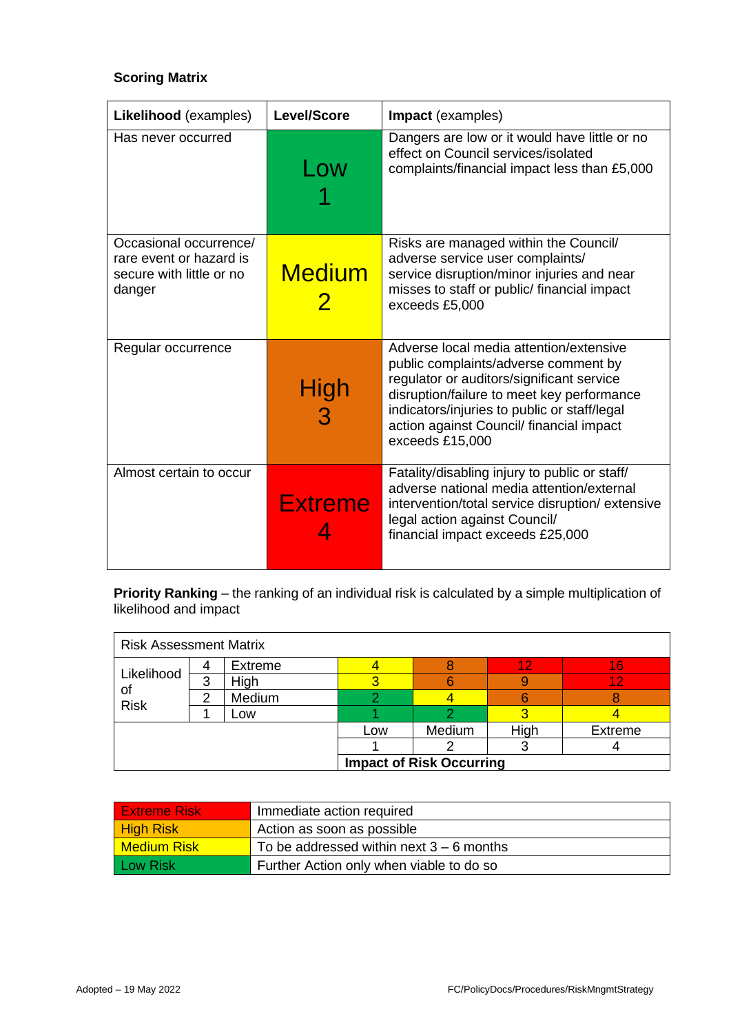**Scoring Matrix**

| **Likelihood** (examples) | **Level/Score** | **Impact** (examples) |
|---|---|---|
| Has never occurred | Low 1 | Dangers are low or it would have little or no effect on Council services/isolated complaints/financial impact less than £5,000 |
| Occasional occurrence/ rare event or hazard is secure with little or no danger | Medium 2 | Risks are managed within the Council/ adverse service user complaints/ service disruption/minor injuries and near misses to staff or public/ financial impact exceeds £5,000 |
| Regular occurrence | High 3 | Adverse local media attention/extensive public complaints/adverse comment by regulator or auditors/significant service disruption/failure to meet key performance indicators/injuries to public or staff/legal action against Council/ financial impact exceeds £15,000 |
| Almost certain to occur | Extreme 4 | Fatality/disabling injury to public or staff/ adverse national media attention/external intervention/total service disruption/ extensive legal action against Council/ financial impact exceeds £25,000 |

**Priority Ranking** – the ranking of an individual risk is calculated by a simple multiplication of likelihood and impact

| Risk Assessment Matrix | | | | | | |
|---|---|---|---|---|---|---|
| Likelihood of Risk | 4 | Extreme | 4 | 8 | 12 | 16 |
| | 3 | High | 3 | 6 | 9 | 12 |
| | 2 | Medium | 2 | 4 | 6 | 8 |
| | 1 | Low | 1 | 2 | 3 | 4 |
| | | | Low | Medium | High | Extreme |
| | | | 1 | 2 | 3 | 4 |
| | | | **Impact of Risk Occurring** | | | |

| | |
|---|---|
| Extreme Risk | Immediate action required |
| High Risk | Action as soon as possible |
| Medium Risk | To be addressed within next 3 – 6 months |
| Low Risk | Further Action only when viable to do so |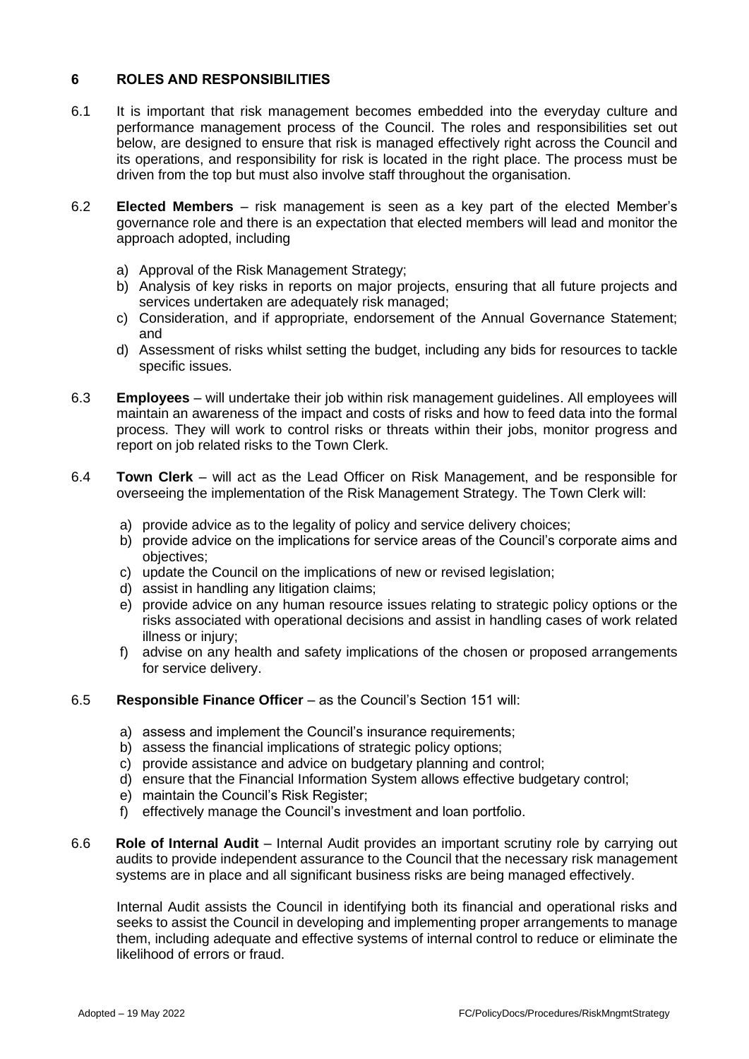## 6 ROLES AND RESPONSIBILITIES

6.1 It is important that risk management becomes embedded into the everyday culture and performance management process of the Council. The roles and responsibilities set out below, are designed to ensure that risk is managed effectively right across the Council and its operations, and responsibility for risk is located in the right place. The process must be driven from the top but must also involve staff throughout the organisation.

6.2 **Elected Members** – risk management is seen as a key part of the elected Member's governance role and there is an expectation that elected members will lead and monitor the approach adopted, including

a) Approval of the Risk Management Strategy;
b) Analysis of key risks in reports on major projects, ensuring that all future projects and services undertaken are adequately risk managed;
c) Consideration, and if appropriate, endorsement of the Annual Governance Statement; and
d) Assessment of risks whilst setting the budget, including any bids for resources to tackle specific issues.

6.3 **Employees** – will undertake their job within risk management guidelines. All employees will maintain an awareness of the impact and costs of risks and how to feed data into the formal process. They will work to control risks or threats within their jobs, monitor progress and report on job related risks to the Town Clerk.

6.4 **Town Clerk** – will act as the Lead Officer on Risk Management, and be responsible for overseeing the implementation of the Risk Management Strategy. The Town Clerk will:

a) provide advice as to the legality of policy and service delivery choices;
b) provide advice on the implications for service areas of the Council's corporate aims and objectives;
c) update the Council on the implications of new or revised legislation;
d) assist in handling any litigation claims;
e) provide advice on any human resource issues relating to strategic policy options or the risks associated with operational decisions and assist in handling cases of work related illness or injury;
f) advise on any health and safety implications of the chosen or proposed arrangements for service delivery.

6.5 **Responsible Finance Officer** – as the Council's Section 151 will:

a) assess and implement the Council's insurance requirements;
b) assess the financial implications of strategic policy options;
c) provide assistance and advice on budgetary planning and control;
d) ensure that the Financial Information System allows effective budgetary control;
e) maintain the Council's Risk Register;
f) effectively manage the Council's investment and loan portfolio.

6.6 **Role of Internal Audit** – Internal Audit provides an important scrutiny role by carrying out audits to provide independent assurance to the Council that the necessary risk management systems are in place and all significant business risks are being managed effectively.

Internal Audit assists the Council in identifying both its financial and operational risks and seeks to assist the Council in developing and implementing proper arrangements to manage them, including adequate and effective systems of internal control to reduce or eliminate the likelihood of errors or fraud.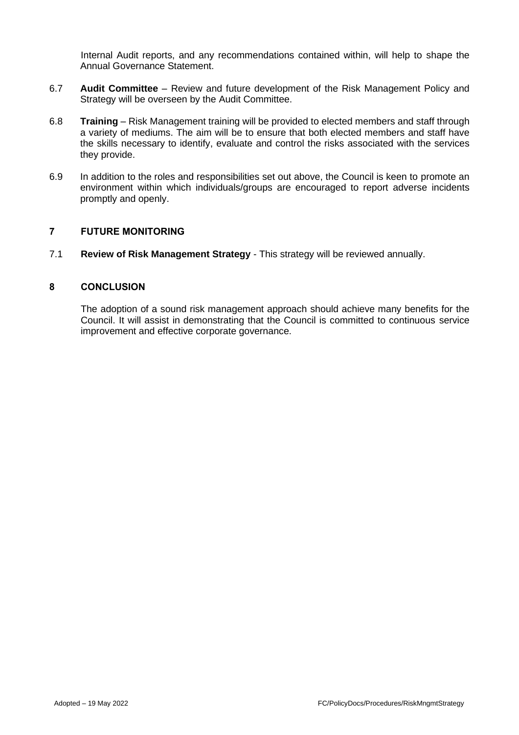Internal Audit reports, and any recommendations contained within, will help to shape the Annual Governance Statement.

6.7 **Audit Committee** – Review and future development of the Risk Management Policy and Strategy will be overseen by the Audit Committee.

6.8 **Training** – Risk Management training will be provided to elected members and staff through a variety of mediums. The aim will be to ensure that both elected members and staff have the skills necessary to identify, evaluate and control the risks associated with the services they provide.

6.9 In addition to the roles and responsibilities set out above, the Council is keen to promote an environment within which individuals/groups are encouraged to report adverse incidents promptly and openly.

## 7 FUTURE MONITORING

7.1 **Review of Risk Management Strategy** - This strategy will be reviewed annually.

## 8 CONCLUSION

The adoption of a sound risk management approach should achieve many benefits for the Council. It will assist in demonstrating that the Council is committed to continuous service improvement and effective corporate governance.